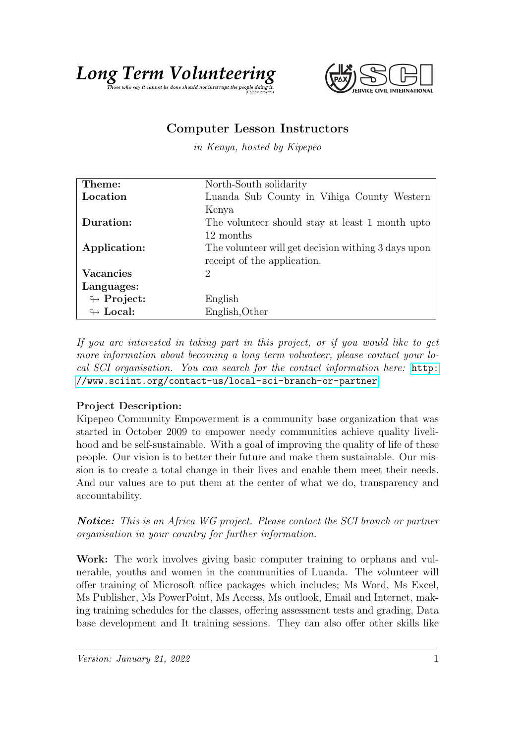# Long Term Volunteering

*Those who say it cannot be done should not interrupt the people doing it.* (Chinese proverb)

SERVICE CIVIL INTERNATIONAL

## Computer Lesson Instructors

*in Kenya, hosted by Kipepeo*

| | |
|---|---|
| **Theme:** | North-South solidarity |
| **Location** | Luanda Sub County in Vihiga County Western Kenya |
| **Duration:** | The volunteer should stay at least 1 month upto 12 months |
| **Application:** | The volunteer will get decision withing 3 days upon receipt of the application. |
| **Vacancies** | 2 |
| **Languages:** | |
| ↬ **Project:** | English |
| ↬ **Local:** | English,Other |

*If you are interested in taking part in this project, or if you would like to get more information about becoming a long term volunteer, please contact your local SCI organisation. You can search for the contact information here:* http://www.sciint.org/contact-us/local-sci-branch-or-partner

**Project Description:**

Kipepeo Community Empowerment is a community base organization that was started in October 2009 to empower needy communities achieve quality livelihood and be self-sustainable. With a goal of improving the quality of life of these people. Our vision is to better their future and make them sustainable. Our mission is to create a total change in their lives and enable them meet their needs. And our values are to put them at the center of what we do, transparency and accountability.

***Notice:*** *This is an Africa WG project. Please contact the SCI branch or partner organisation in your country for further information.*

**Work:** The work involves giving basic computer training to orphans and vulnerable, youths and women in the communities of Luanda. The volunteer will offer training of Microsoft office packages which includes; Ms Word, Ms Excel, Ms Publisher, Ms PowerPoint, Ms Access, Ms outlook, Email and Internet, making training schedules for the classes, offering assessment tests and grading, Data base development and It training sessions. They can also offer other skills like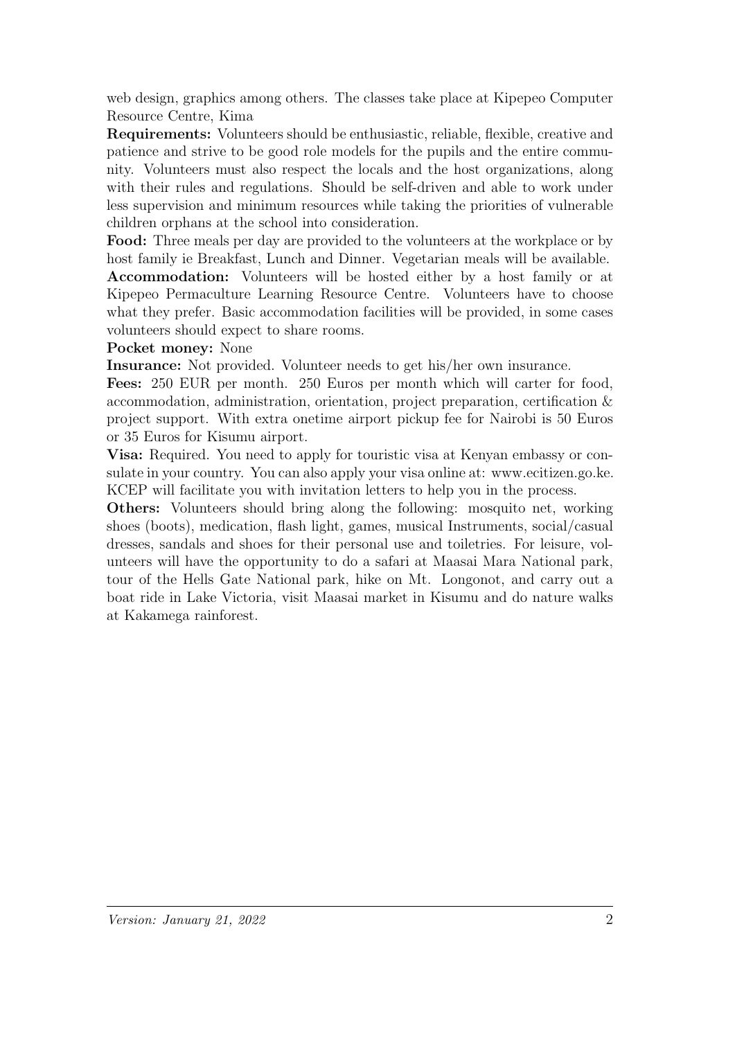web design, graphics among others. The classes take place at Kipepeo Computer Resource Centre, Kima

**Requirements:** Volunteers should be enthusiastic, reliable, flexible, creative and patience and strive to be good role models for the pupils and the entire community. Volunteers must also respect the locals and the host organizations, along with their rules and regulations. Should be self-driven and able to work under less supervision and minimum resources while taking the priorities of vulnerable children orphans at the school into consideration.

**Food:** Three meals per day are provided to the volunteers at the workplace or by host family ie Breakfast, Lunch and Dinner. Vegetarian meals will be available.

**Accommodation:** Volunteers will be hosted either by a host family or at Kipepeo Permaculture Learning Resource Centre. Volunteers have to choose what they prefer. Basic accommodation facilities will be provided, in some cases volunteers should expect to share rooms.

**Pocket money:** None

**Insurance:** Not provided. Volunteer needs to get his/her own insurance.

**Fees:** 250 EUR per month. 250 Euros per month which will carter for food, accommodation, administration, orientation, project preparation, certification & project support. With extra onetime airport pickup fee for Nairobi is 50 Euros or 35 Euros for Kisumu airport.

**Visa:** Required. You need to apply for touristic visa at Kenyan embassy or consulate in your country. You can also apply your visa online at: www.ecitizen.go.ke. KCEP will facilitate you with invitation letters to help you in the process.

**Others:** Volunteers should bring along the following: mosquito net, working shoes (boots), medication, flash light, games, musical Instruments, social/casual dresses, sandals and shoes for their personal use and toiletries. For leisure, volunteers will have the opportunity to do a safari at Maasai Mara National park, tour of the Hells Gate National park, hike on Mt. Longonot, and carry out a boat ride in Lake Victoria, visit Maasai market in Kisumu and do nature walks at Kakamega rainforest.